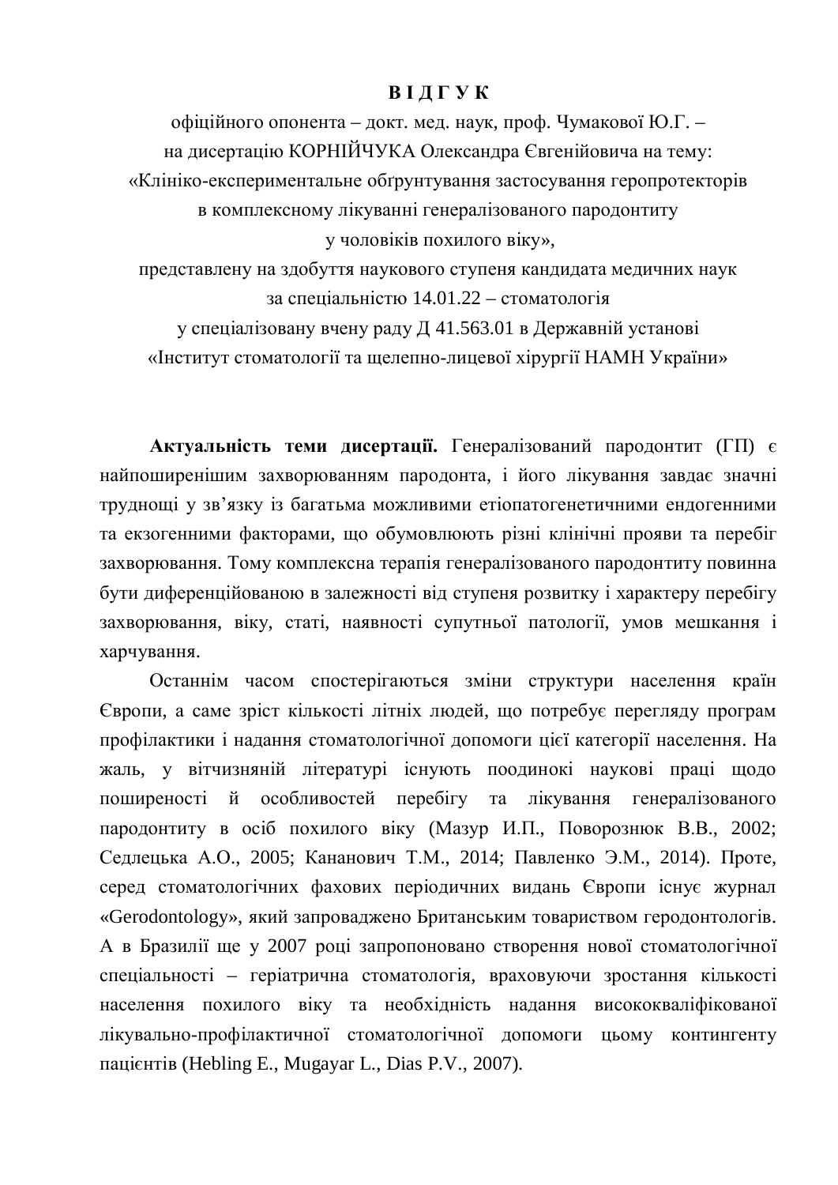# В І Д Г У К

офіційного опонента – докт. мед. наук, проф. Чумакової Ю.Г. –
на дисертацію КОРНІЙЧУКА Олександра Євгенійовича на тему:
«Клініко-експериментальне обґрунтування застосування геропротекторів
в комплексному лікуванні генералізованого пародонтиту
у чоловіків похилого віку»,
представлену на здобуття наукового ступеня кандидата медичних наук
за спеціальністю 14.01.22 – стоматологія
у спеціалізовану вчену раду Д 41.563.01 в Державній установі
«Інститут стоматології та щелепно-лицевої хірургії НАМН України»

**Актуальність теми дисертації.** Генералізований пародонтит (ГП) є найпоширенішим захворюванням пародонта, і його лікування завдає значні труднощі у зв'язку із багатьма можливими етіопатогенетичними ендогенними та екзогенними факторами, що обумовлюють різні клінічні прояви та перебіг захворювання. Тому комплексна терапія генералізованого пародонтиту повинна бути диференційованою в залежності від ступеня розвитку і характеру перебігу захворювання, віку, статі, наявності супутньої патології, умов мешкання і харчування.

Останнім часом спостерігаються зміни структури населення країн Європи, а саме зріст кількості літніх людей, що потребує перегляду програм профілактики і надання стоматологічної допомоги цієї категорії населення. На жаль, у вітчизняній літературі існують поодинокі наукові праці щодо поширеності й особливостей перебігу та лікування генералізованого пародонтиту в осіб похилого віку (Мазур И.П., Поворознюк В.В., 2002; Седлецька А.О., 2005; Кананович Т.М., 2014; Павленко Э.М., 2014). Проте, серед стоматологічних фахових періодичних видань Європи існує журнал «Gerodontology», який запроваджено Британським товариством геродонтологів. А в Бразилії ще у 2007 році запропоновано створення нової стоматологічної спеціальності – геріатрична стоматологія, враховуючи зростання кількості населення похилого віку та необхідність надання висококваліфікованої лікувально-профілактичної стоматологічної допомоги цьому контингенту пацієнтів (Hebling E., Mugayar L., Dias P.V., 2007).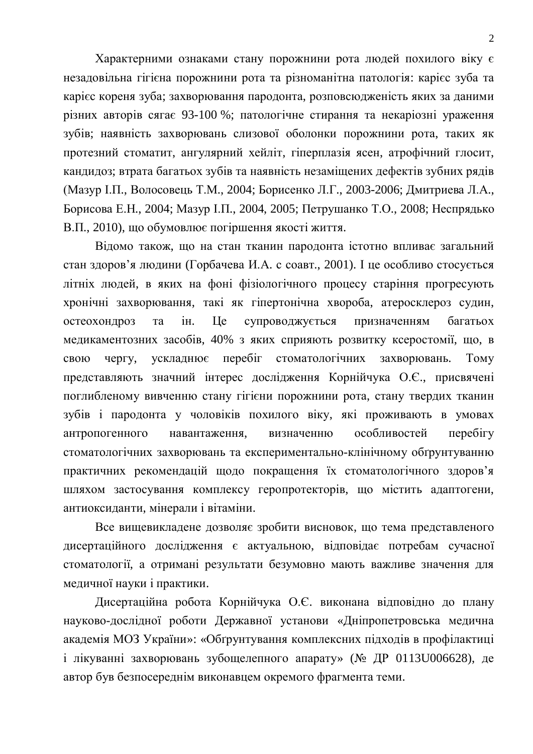Характерними ознаками стану порожнини рота людей похилого віку є незадовільна гігієна порожнини рота та різноманітна патологія: карієс зуба та карієс кореня зуба; захворювання пародонта, розповсюдженість яких за даними різних авторів сягає 93-100 %; патологічне стирання та некаріозні ураження зубів; наявність захворювань слизової оболонки порожнини рота, таких як протезний стоматит, ангулярний хейліт, гіперплазія ясен, атрофічний глосит, кандидоз; втрата багатьох зубів та наявність незаміщених дефектів зубних рядів (Мазур І.П., Волосовець Т.М., 2004; Борисенко Л.Г., 2003-2006; Дмитриева Л.А., Борисова Е.Н., 2004; Мазур І.П., 2004, 2005; Петрушанко Т.О., 2008; Неспрядько В.П., 2010), що обумовлює погіршення якості життя.

Відомо також, що на стан тканин пародонта істотно впливає загальний стан здоров’я людини (Горбачева И.А. с соавт., 2001). І це особливо стосується літніх людей, в яких на фоні фізіологічного процесу старіння прогресують хронічні захворювання, такі як гіпертонічна хвороба, атеросклероз судин, остеохондроз та ін. Це супроводжується призначенням багатьох медикаментозних засобів, 40% з яких сприяють розвитку ксеростомії, що, в свою чергу, ускладнює перебіг стоматологічних захворювань. Тому представляють значний інтерес дослідження Корнійчука О.Є., присвячені поглибленому вивченню стану гігієни порожнини рота, стану твердих тканин зубів і пародонта у чоловіків похилого віку, які проживають в умовах антропогенного навантаження, визначенню особливостей перебігу стоматологічних захворювань та експериментально-клінічному обґрунтуванню практичних рекомендацій щодо покращення їх стоматологічного здоров’я шляхом застосування комплексу геропротекторів, що містить адаптогени, антиоксиданти, мінерали і вітаміни.

Все вищевикладене дозволяє зробити висновок, що тема представленого дисертаційного дослідження є актуальною, відповідає потребам сучасної стоматології, а отримані результати безумовно мають важливе значення для медичної науки і практики.

Дисертаційна робота Корнійчука О.Є. виконана відповідно до плану науково-дослідної роботи Державної установи «Дніпропетровська медична академія МОЗ України»: «Обґрунтування комплексних підходів в профілактиці і лікуванні захворювань зубощелепного апарату» (№ ДР 0113U006628), де автор був безпосереднім виконавцем окремого фрагмента теми.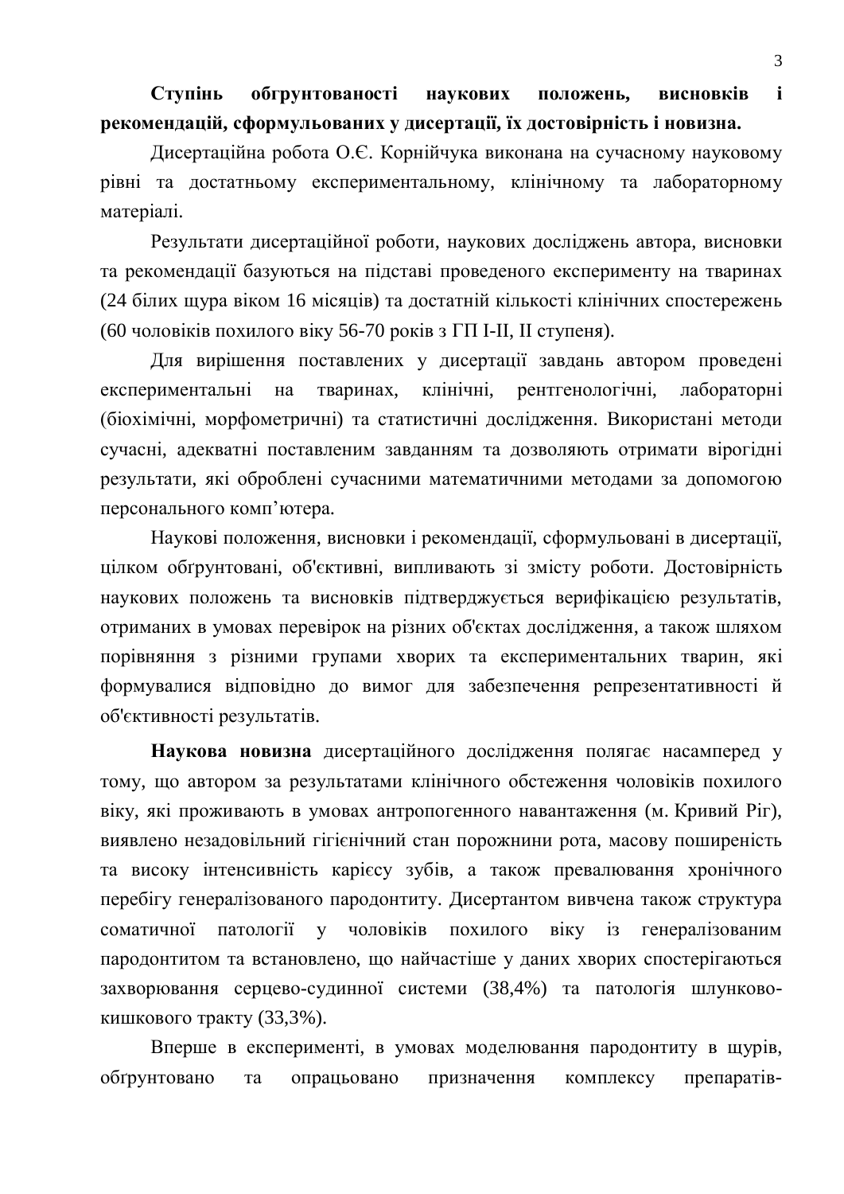**Ступінь обгрунтованості наукових положень, висновків і рекомендацій, сформульованих у дисертації, їх достовірність і новизна.**

Дисертаційна робота О.Є. Корнійчука виконана на сучасному науковому рівні та достатньому експериментальному, клінічному та лабораторному матеріалі.

Результати дисертаційної роботи, наукових досліджень автора, висновки та рекомендації базуються на підставі проведеного експерименту на тваринах (24 білих щура віком 16 місяців) та достатній кількості клінічних спостережень (60 чоловіків похилого віку 56-70 років з ГП I-II, II ступеня).

Для вирішення поставлених у дисертації завдань автором проведені експериментальні на тваринах, клінічні, рентгенологічні, лабораторні (біохімічні, морфометричні) та статистичні дослідження. Використані методи сучасні, адекватні поставленим завданням та дозволяють отримати вірогідні результати, які оброблені сучасними математичними методами за допомогою персонального комп'ютера.

Наукові положення, висновки і рекомендації, сформульовані в дисертації, цілком обґрунтовані, об'єктивні, випливають зі змісту роботи. Достовірність наукових положень та висновків підтверджується верифікацією результатів, отриманих в умовах перевірок на різних об'єктах дослідження, а також шляхом порівняння з різними групами хворих та експериментальних тварин, які формувалися відповідно до вимог для забезпечення репрезентативності й об'єктивності результатів.

**Наукова новизна** дисертаційного дослідження полягає насамперед у тому, що автором за результатами клінічного обстеження чоловіків похилого віку, які проживають в умовах антропогенного навантаження (м. Кривий Ріг), виявлено незадовільний гігієнічний стан порожнини рота, масову поширеність та високу інтенсивність карієсу зубів, а також превалювання хронічного перебігу генералізованого пародонтиту. Дисертантом вивчена також структура соматичної патології у чоловіків похилого віку із генералізованим пародонтитом та встановлено, що найчастіше у даних хворих спостерігаються захворювання серцево-судинної системи (38,4%) та патологія шлунково-кишкового тракту (33,3%).

Вперше в експерименті, в умовах моделювання пародонтиту в щурів, обґрунтовано та опрацьовано призначення комплексу препаратів-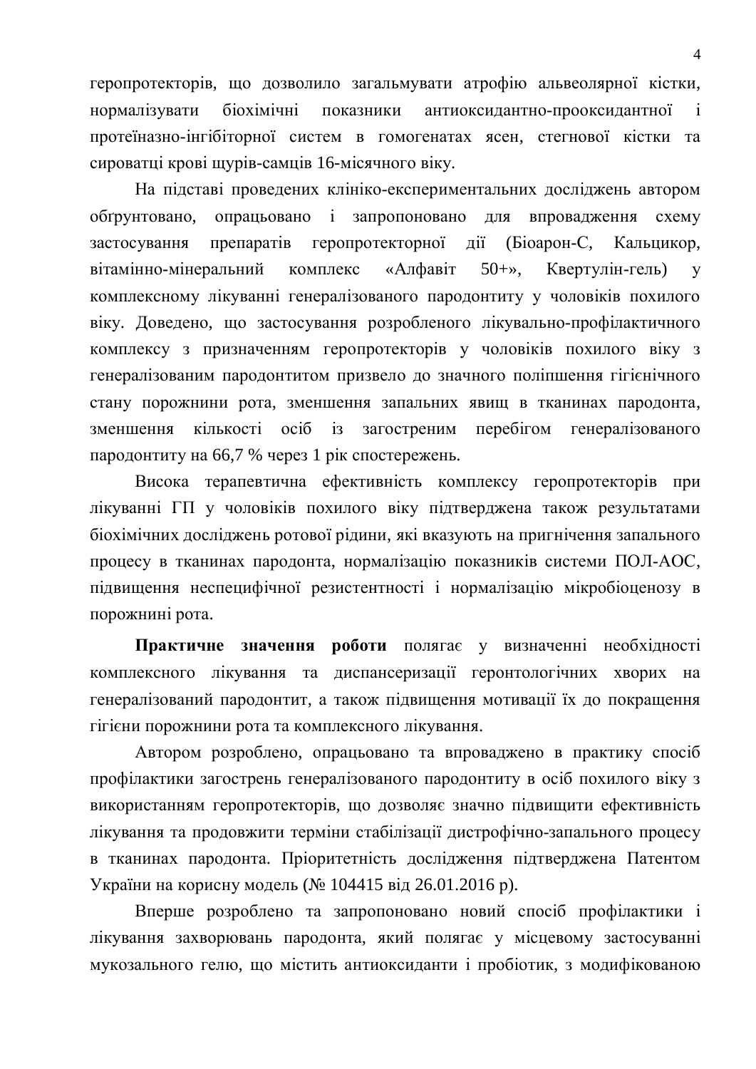геропротекторів, що дозволило загальмувати атрофію альвеолярної кістки, нормалізувати біохімічні показники антиоксидантно-прооксидантної і протеїназно-інгібіторної систем в гомогенатах ясен, стегнової кістки та сироватці крові щурів-самців 16-місячного віку.

На підставі проведених клініко-експериментальних досліджень автором обґрунтовано, опрацьовано і запропоновано для впровадження схему застосування препаратів геропротекторної дії (Біоарон-С, Кальцикор, вітамінно-мінеральний комплекс «Алфавіт 50+», Квертулін-гель) у комплексному лікуванні генералізованого пародонтиту у чоловіків похилого віку. Доведено, що застосування розробленого лікувально-профілактичного комплексу з призначенням геропротекторів у чоловіків похилого віку з генералізованим пародонтитом призвело до значного поліпшення гігієнічного стану порожнини рота, зменшення запальних явищ в тканинах пародонта, зменшення кількості осіб із загостреним перебігом генералізованого пародонтиту на 66,7 % через 1 рік спостережень.

Висока терапевтична ефективність комплексу геропротекторів при лікуванні ГП у чоловіків похилого віку підтверджена також результатами біохімічних досліджень ротової рідини, які вказують на пригнічення запального процесу в тканинах пародонта, нормалізацію показників системи ПОЛ-АОС, підвищення неспецифічної резистентності і нормалізацію мікробіоценозу в порожнині рота.

**Практичне значення роботи** полягає у визначенні необхідності комплексного лікування та диспансеризації геронтологічних хворих на генералізований пародонтит, а також підвищення мотивації їх до покращення гігієни порожнини рота та комплексного лікування.

Автором розроблено, опрацьовано та впроваджено в практику спосіб профілактики загострень генералізованого пародонтиту в осіб похилого віку з використанням геропротекторів, що дозволяє значно підвищити ефективність лікування та продовжити терміни стабілізації дистрофічно-запального процесу в тканинах пародонта. Пріоритетність дослідження підтверджена Патентом України на корисну модель (№ 104415 від 26.01.2016 р).

Вперше розроблено та запропоновано новий спосіб профілактики і лікування захворювань пародонта, який полягає у місцевому застосуванні мукозального гелю, що містить антиоксиданти і пробіотик, з модифікованою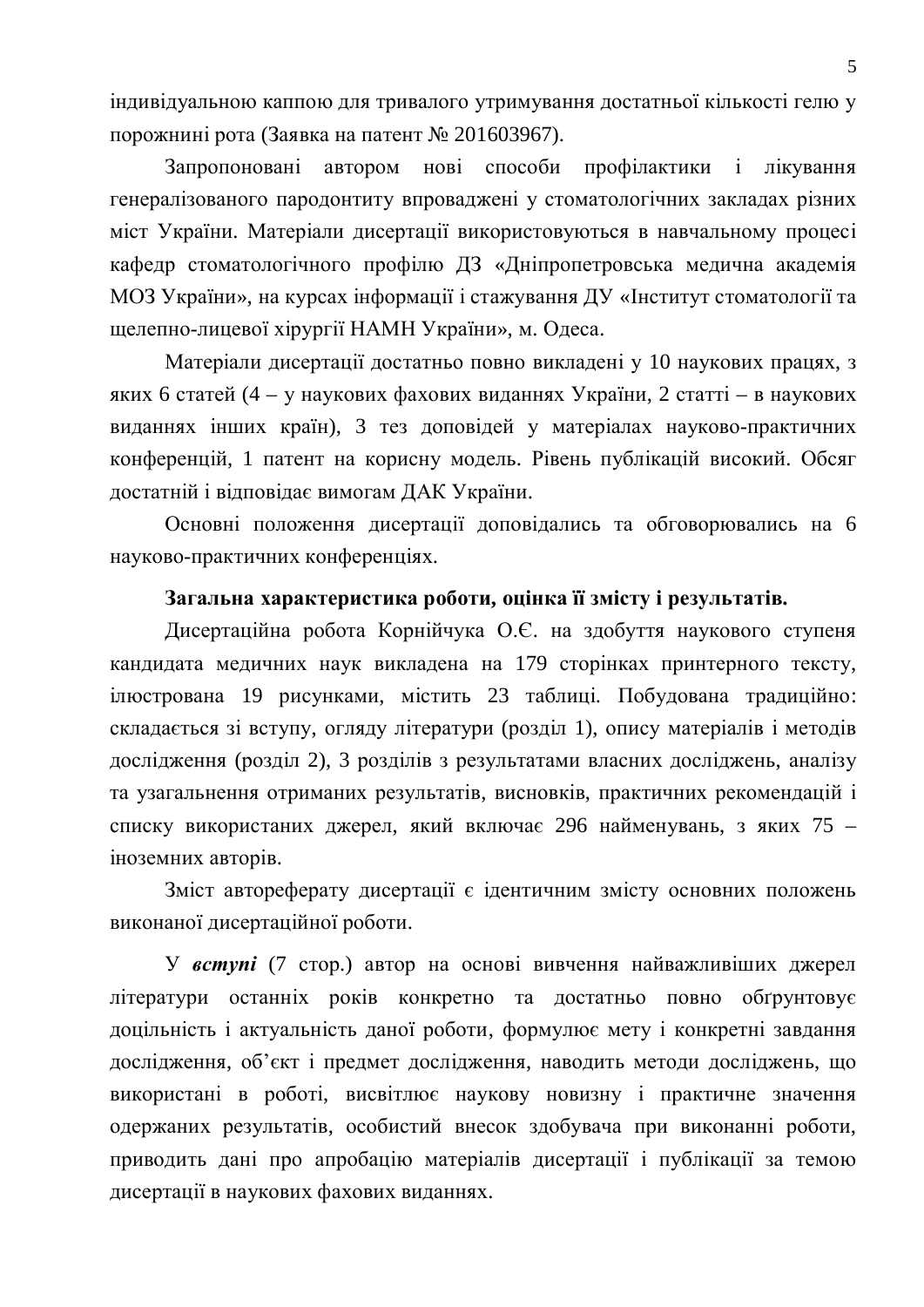індивідуальною каппою для тривалого утримування достатньої кількості гелю у порожнині рота (Заявка на патент № 201603967).

Запропоновані автором нові способи профілактики і лікування генералізованого пародонтиту впроваджені у стоматологічних закладах різних міст України. Матеріали дисертації використовуються в навчальному процесі кафедр стоматологічного профілю ДЗ «Дніпропетровська медична академія МОЗ України», на курсах інформації і стажування ДУ «Інститут стоматології та щелепно-лицевої хірургії НАМН України», м. Одеса.

Матеріали дисертації достатньо повно викладені у 10 наукових працях, з яких 6 статей (4 – у наукових фахових виданнях України, 2 статті – в наукових виданнях інших країн), 3 тез доповідей у матеріалах науково-практичних конференцій, 1 патент на корисну модель. Рівень публікацій високий. Обсяг достатній і відповідає вимогам ДАК України.

Основні положення дисертації доповідались та обговорювались на 6 науково-практичних конференціях.

**Загальна характеристика роботи, оцінка її змісту і результатів.**

Дисертаційна робота Корнійчука О.Є. на здобуття наукового ступеня кандидата медичних наук викладена на 179 сторінках принтерного тексту, ілюстрована 19 рисунками, містить 23 таблиці. Побудована традиційно: складається зі вступу, огляду літератури (розділ 1), опису матеріалів і методів дослідження (розділ 2), 3 розділів з результатами власних досліджень, аналізу та узагальнення отриманих результатів, висновків, практичних рекомендацій і списку використаних джерел, який включає 296 найменувань, з яких 75 – іноземних авторів.

Зміст автореферату дисертації є ідентичним змісту основних положень виконаної дисертаційної роботи.

У ***вступі*** (7 стор.) автор на основі вивчення найважливіших джерел літератури останніх років конкретно та достатньо повно обґрунтовує доцільність і актуальність даної роботи, формулює мету і конкретні завдання дослідження, об'єкт і предмет дослідження, наводить методи досліджень, що використані в роботі, висвітлює наукову новизну і практичне значення одержаних результатів, особистий внесок здобувача при виконанні роботи, приводить дані про апробацію матеріалів дисертації і публікації за темою дисертації в наукових фахових виданнях.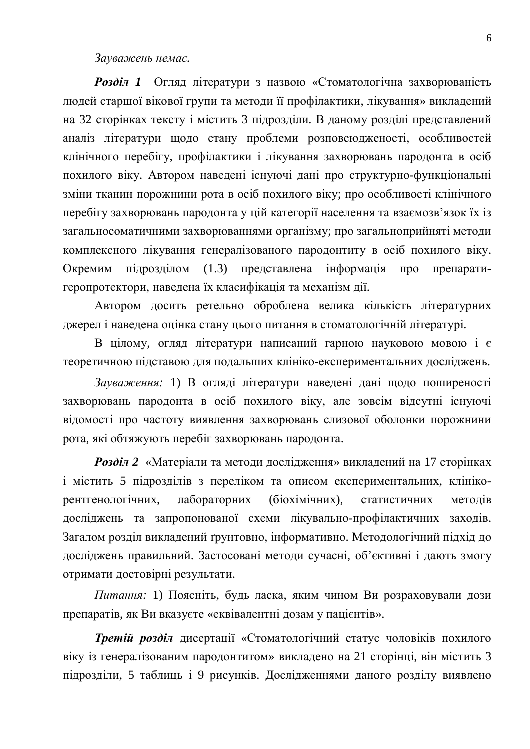*Зауважень немає.*

***Розділ 1*** Огляд літератури з назвою «Стоматологічна захворюваність людей старшої вікової групи та методи її профілактики, лікування» викладений на 32 сторінках тексту і містить 3 підрозділи. В даному розділі представлений аналіз літератури щодо стану проблеми розповсюдженості, особливостей клінічного перебігу, профілактики і лікування захворювань пародонта в осіб похилого віку. Автором наведені існуючі дані про структурно-функціональні зміни тканин порожнини рота в осіб похилого віку; про особливості клінічного перебігу захворювань пародонта у цій категорії населення та взаємозв'язок їх із загальносоматичними захворюваннями організму; про загальноприйняті методи комплексного лікування генералізованого пародонтиту в осіб похилого віку. Окремим підрозділом (1.3) представлена інформація про препарати-геропротектори, наведена їх класифікація та механізм дії.

Автором досить ретельно оброблена велика кількість літературних джерел і наведена оцінка стану цього питання в стоматологічній літературі.

В цілому, огляд літератури написаний гарною науковою мовою і є теоретичною підставою для подальших клініко-експериментальних досліджень.

*Зауваження:* 1) В огляді літератури наведені дані щодо поширеності захворювань пародонта в осіб похилого віку, але зовсім відсутні існуючі відомості про частоту виявлення захворювань слизової оболонки порожнини рота, які обтяжують перебіг захворювань пародонта.

***Розділ 2*** «Матеріали та методи дослідження» викладений на 17 сторінках і містить 5 підрозділів з переліком та описом експериментальних, клініко-рентгенологічних, лабораторних (біохімічних), статистичних методів досліджень та запропонованої схеми лікувально-профілактичних заходів. Загалом розділ викладений ґрунтовно, інформативно. Методологічний підхід до досліджень правильний. Застосовані методи сучасні, об'єктивні і дають змогу отримати достовірні результати.

*Питання:* 1) Поясніть, будь ласка, яким чином Ви розраховували дози препаратів, як Ви вказуєте «еквівалентні дозам у пацієнтів».

***Третій розділ*** дисертації «Стоматологічний статус чоловіків похилого віку із генералізованим пародонтитом» викладено на 21 сторінці, він містить 3 підрозділи, 5 таблиць і 9 рисунків. Дослідженнями даного розділу виявлено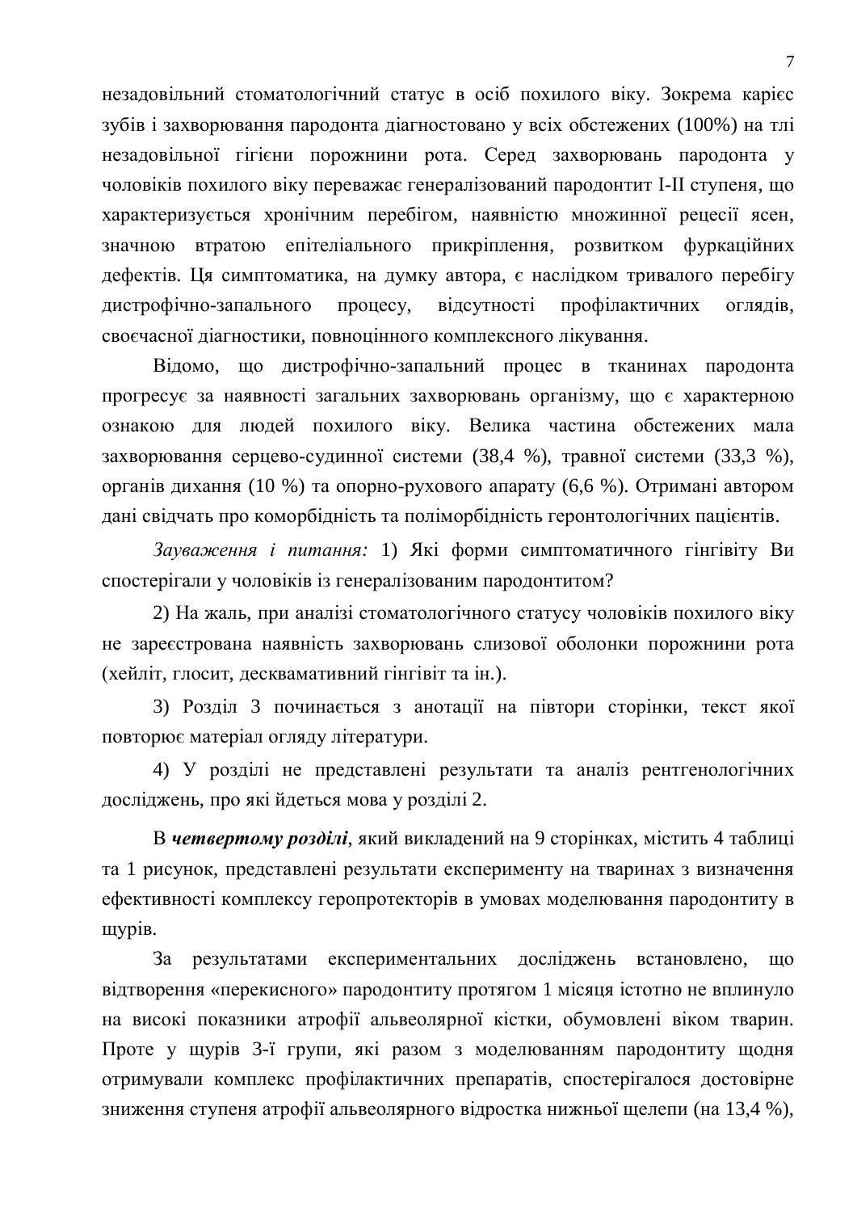незадовільний стоматологічний статус в осіб похилого віку. Зокрема карієс зубів і захворювання пародонта діагностовано у всіх обстежених (100%) на тлі незадовільної гігієни порожнини рота. Серед захворювань пародонта у чоловіків похилого віку переважає генералізований пародонтит I-II ступеня, що характеризується хронічним перебігом, наявністю множинної рецесії ясен, значною втратою епітеліального прикріплення, розвитком фуркаційних дефектів. Ця симптоматика, на думку автора, є наслідком тривалого перебігу дистрофічно-запального процесу, відсутності профілактичних оглядів, своєчасної діагностики, повноцінного комплексного лікування.

Відомо, що дистрофічно-запальний процес в тканинах пародонта прогресує за наявності загальних захворювань організму, що є характерною ознакою для людей похилого віку. Велика частина обстежених мала захворювання серцево-судинної системи (38,4 %), травної системи (33,3 %), органів дихання (10 %) та опорно-рухового апарату (6,6 %). Отримані автором дані свідчать про коморбідність та поліморбідність геронтологічних пацієнтів.

*Зауваження і питання:* 1) Які форми симптоматичного гінгівіту Ви спостерігали у чоловіків із генералізованим пародонтитом?

2) На жаль, при аналізі стоматологічного статусу чоловіків похилого віку не зареєстрована наявність захворювань слизової оболонки порожнини рота (хейліт, глосит, десквамативний гінгівіт та ін.).

3) Розділ 3 починається з анотації на півтори сторінки, текст якої повторює матеріал огляду літератури.

4) У розділі не представлені результати та аналіз рентгенологічних досліджень, про які йдеться мова у розділі 2.

В ***четвертому розділі***, який викладений на 9 сторінках, містить 4 таблиці та 1 рисунок, представлені результати експерименту на тваринах з визначення ефективності комплексу геропротекторів в умовах моделювання пародонтиту в щурів.

За результатами експериментальних досліджень встановлено, що відтворення «перекисного» пародонтиту протягом 1 місяця істотно не вплинуло на високі показники атрофії альвеолярної кістки, обумовлені віком тварин. Проте у щурів 3-ї групи, які разом з моделюванням пародонтиту щодня отримували комплекс профілактичних препаратів, спостерігалося достовірне зниження ступеня атрофії альвеолярного відростка нижньої щелепи (на 13,4 %),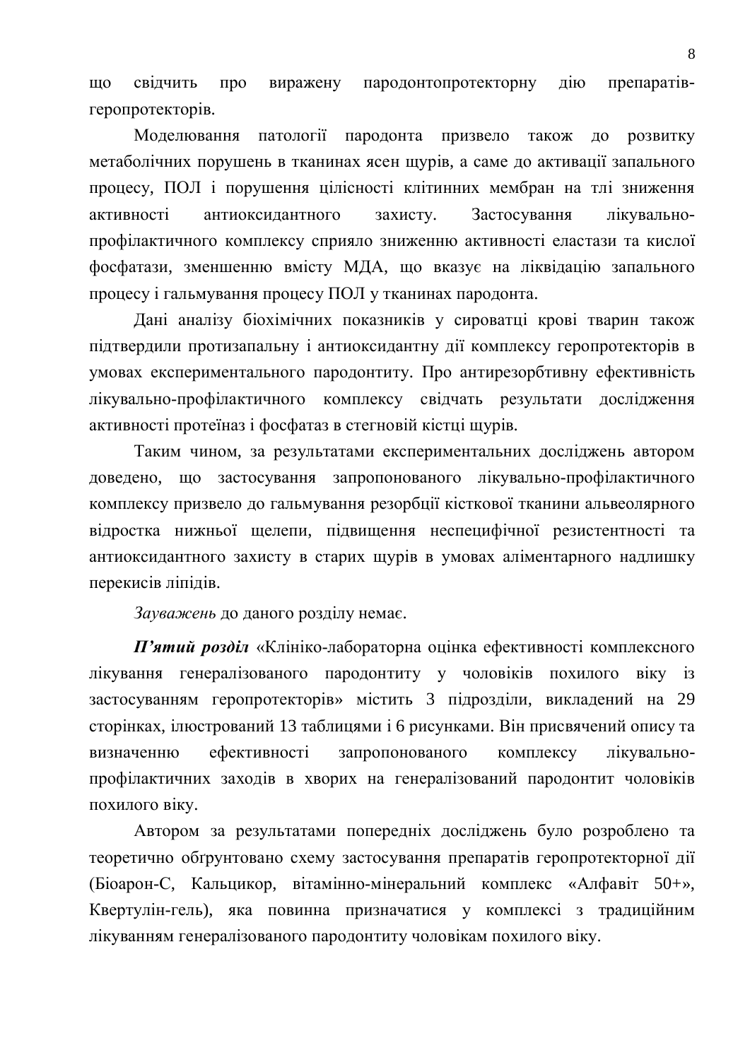що свідчить про виражену пародонтопротекторну дію препаратів-геропротекторів.

Моделювання патології пародонта призвело також до розвитку метаболічних порушень в тканинах ясен щурів, а саме до активації запального процесу, ПОЛ і порушення цілісності клітинних мембран на тлі зниження активності антиоксидантного захисту. Застосування лікувально-профілактичного комплексу сприяло зниженню активності еластази та кислої фосфатази, зменшенню вмісту МДА, що вказує на ліквідацію запального процесу і гальмування процесу ПОЛ у тканинах пародонта.

Дані аналізу біохімічних показників у сироватці крові тварин також підтвердили протизапальну і антиоксидантну дії комплексу геропротекторів в умовах експериментального пародонтиту. Про антирезорбтивну ефективність лікувально-профілактичного комплексу свідчать результати дослідження активності протеїназ і фосфатаз в стегновій кістці щурів.

Таким чином, за результатами експериментальних досліджень автором доведено, що застосування запропонованого лікувально-профілактичного комплексу призвело до гальмування резорбції кісткової тканини альвеолярного відростка нижньої щелепи, підвищення неспецифічної резистентності та антиоксидантного захисту в старих щурів в умовах аліментарного надлишку перекисів ліпідів.

*Зауважень* до даного розділу немає.

***П'ятий розділ*** «Клініко-лабораторна оцінка ефективності комплексного лікування генералізованого пародонтиту у чоловіків похилого віку із застосуванням геропротекторів» містить 3 підрозділи, викладений на 29 сторінках, ілюстрований 13 таблицями і 6 рисунками. Він присвячений опису та визначенню ефективності запропонованого комплексу лікувально-профілактичних заходів в хворих на генералізований пародонтит чоловіків похилого віку.

Автором за результатами попередніх досліджень було розроблено та теоретично обґрунтовано схему застосування препаратів геропротекторної дії (Біоарон-С, Кальцикор, вітамінно-мінеральний комплекс «Алфавіт 50+», Квертулін-гель), яка повинна призначатися у комплексі з традиційним лікуванням генералізованого пародонтиту чоловікам похилого віку.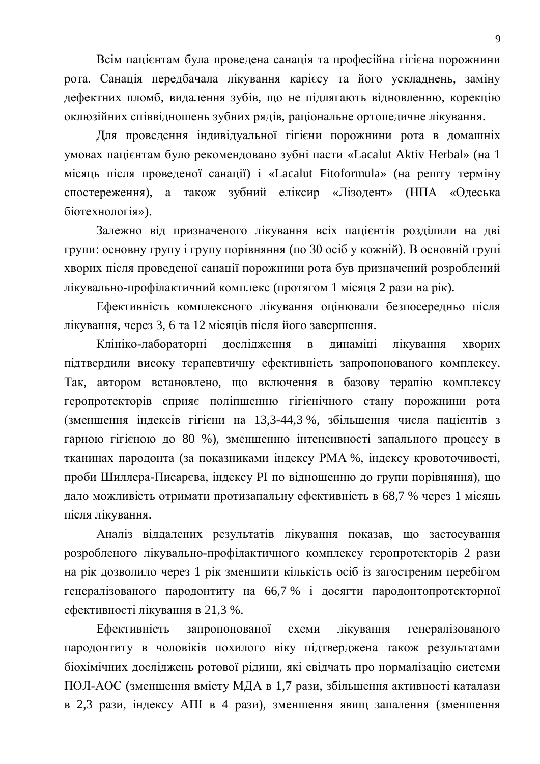Всім пацієнтам була проведена санація та професійна гігієна порожнини рота. Санація передбачала лікування карієсу та його ускладнень, заміну дефектних пломб, видалення зубів, що не підлягають відновленню, корекцію оклюзійних співвідношень зубних рядів, раціональне ортопедичне лікування.

Для проведення індивідуальної гігієни порожнини рота в домашніх умовах пацієнтам було рекомендовано зубні пасти «Lacalut Aktiv Herbal» (на 1 місяць після проведеної санації) і «Lacalut Fitoformula» (на решту терміну спостереження), а також зубний еліксир «Лізодент» (НПА «Одеська біотехнологія»).

Залежно від призначеного лікування всіх пацієнтів розділили на дві групи: основну групу і групу порівняння (по 30 осіб у кожній). В основній групі хворих після проведеної санації порожнини рота був призначений розроблений лікувально-профілактичний комплекс (протягом 1 місяця 2 рази на рік).

Ефективність комплексного лікування оцінювали безпосередньо після лікування, через 3, 6 та 12 місяців після його завершення.

Клініко-лабораторні дослідження в динаміці лікування хворих підтвердили високу терапевтичну ефективність запропонованого комплексу. Так, автором встановлено, що включення в базову терапію комплексу геропротекторів сприяє поліпшенню гігієнічного стану порожнини рота (зменшення індексів гігієни на 13,3-44,3 %, збільшення числа пацієнтів з гарною гігієною до 80 %), зменшенню інтенсивності запального процесу в тканинах пародонта (за показниками індексу РМА %, індексу кровоточивості, проби Шиллера-Писарєва, індексу PI по відношенню до групи порівняння), що дало можливість отримати протизапальну ефективність в 68,7 % через 1 місяць після лікування.

Аналіз віддалених результатів лікування показав, що застосування розробленого лікувально-профілактичного комплексу геропротекторів 2 рази на рік дозволило через 1 рік зменшити кількість осіб із загостреним перебігом генералізованого пародонтиту на 66,7 % і досягти пародонтопротекторної ефективності лікування в 21,3 %.

Ефективність запропонованої схеми лікування генералізованого пародонтиту в чоловіків похилого віку підтверджена також результатами біохімічних досліджень ротової рідини, які свідчать про нормалізацію системи ПОЛ-АОС (зменшення вмісту МДА в 1,7 рази, збільшення активності каталази в 2,3 рази, індексу АПІ в 4 рази), зменшення явищ запалення (зменшення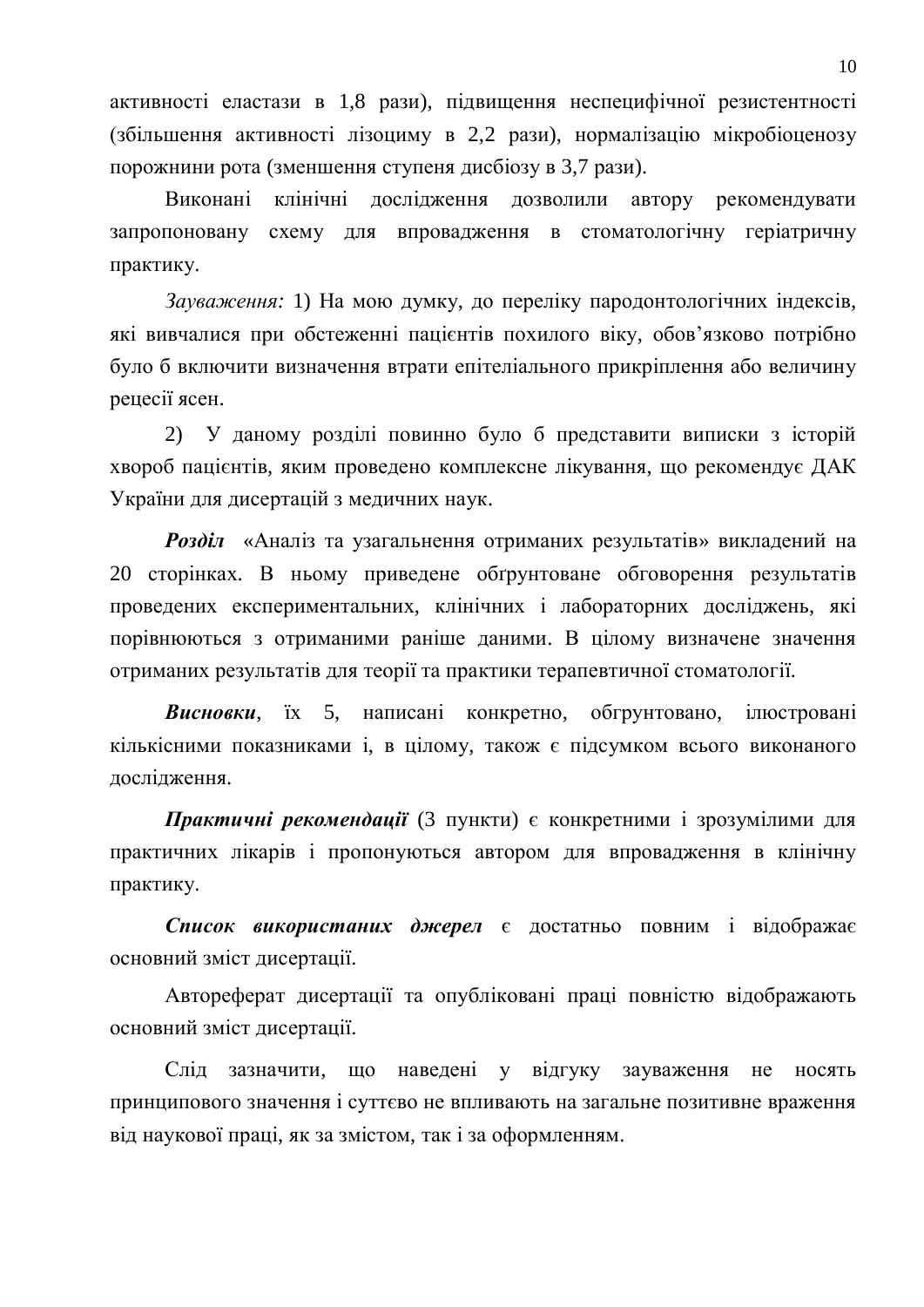активності еластази в 1,8 рази), підвищення неспецифічної резистентності (збільшення активності лізоциму в 2,2 рази), нормалізацію мікробіоценозу порожнини рота (зменшення ступеня дисбіозу в 3,7 рази).

Виконані клінічні дослідження дозволили автору рекомендувати запропоновану схему для впровадження в стоматологічну геріатричну практику.

*Зауваження:* 1) На мою думку, до переліку пародонтологічних індексів, які вивчалися при обстеженні пацієнтів похилого віку, обов'язково потрібно було б включити визначення втрати епітеліального прикріплення або величину рецесії ясен.

2) У даному розділі повинно було б представити виписки з історій хвороб пацієнтів, яким проведено комплексне лікування, що рекомендує ДАК України для дисертацій з медичних наук.

***Розділ*** «Аналіз та узагальнення отриманих результатів» викладений на 20 сторінках. В ньому приведене обґрунтоване обговорення результатів проведених експериментальних, клінічних і лабораторних досліджень, які порівнюються з отриманими раніше даними. В цілому визначене значення отриманих результатів для теорії та практики терапевтичної стоматології.

***Висновки***, їх 5, написані конкретно, обгрунтовано, ілюстровані кількісними показниками і, в цілому, також є підсумком всього виконаного дослідження.

***Практичні рекомендації*** (3 пункти) є конкретними і зрозумілими для практичних лікарів і пропонуються автором для впровадження в клінічну практику.

***Список використаних джерел*** є достатньо повним і відображає основний зміст дисертації.

Автореферат дисертації та опубліковані праці повністю відображають основний зміст дисертації.

Слід зазначити, що наведені у відгуку зауваження не носять принципового значення і суттєво не впливають на загальне позитивне враження від наукової праці, як за змістом, так і за оформленням.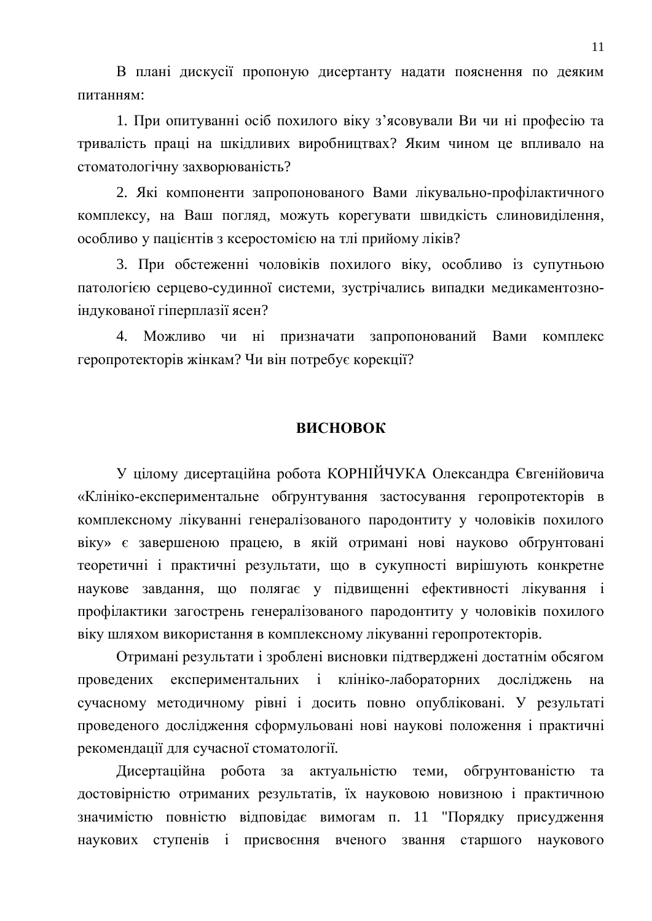В плані дискусії пропоную дисертанту надати пояснення по деяким питанням:

1. При опитуванні осіб похилого віку з'ясовували Ви чи ні професію та тривалість праці на шкідливих виробництвах? Яким чином це впливало на стоматологічну захворюваність?

2. Які компоненти запропонованого Вами лікувально-профілактичного комплексу, на Ваш погляд, можуть корегувати швидкість слиновиділення, особливо у пацієнтів з ксеростомією на тлі прийому ліків?

3. При обстеженні чоловіків похилого віку, особливо із супутньою патологією серцево-судинної системи, зустрічались випадки медикаментозно-індукованої гіперплазії ясен?

4. Можливо чи ні призначати запропонований Вами комплекс геропротекторів жінкам? Чи він потребує корекції?

## ВИСНОВОК

У цілому дисертаційна робота КОРНІЙЧУКА Олександра Євгенійовича «Клініко-експериментальне обгрунтування застосування геропротекторів в комплексному лікуванні генералізованого пародонтиту у чоловіків похилого віку» є завершеною працею, в якій отримані нові науково обґрунтовані теоретичні і практичні результати, що в сукупності вирішують конкретне наукове завдання, що полягає у підвищенні ефективності лікування і профілактики загострень генералізованого пародонтиту у чоловіків похилого віку шляхом використання в комплексному лікуванні геропротекторів.

Отримані результати і зроблені висновки підтверджені достатнім обсягом проведених експериментальних і клініко-лабораторних досліджень на сучасному методичному рівні і досить повно опубліковані. У результаті проведеного дослідження сформульовані нові наукові положення і практичні рекомендації для сучасної стоматології.

Дисертаційна робота за актуальністю теми, обгрунтованістю та достовірністю отриманих результатів, їх науковою новизною і практичною значимістю повністю відповідає вимогам п. 11 "Порядку присудження наукових ступенів і присвоєння вченого звання старшого наукового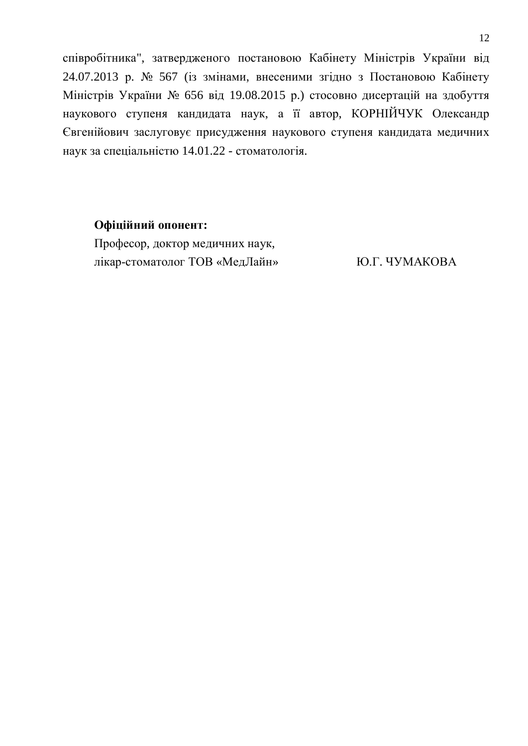співробітника", затвердженого постановою Кабінету Міністрів України від 24.07.2013 р. № 567 (із змінами, внесеними згідно з Постановою Кабінету Міністрів України № 656 від 19.08.2015 р.) стосовно дисертацій на здобуття наукового ступеня кандидата наук, а її автор, КОРНІЙЧУК Олександр Євгенійович заслуговує присудження наукового ступеня кандидата медичних наук за спеціальністю 14.01.22 - стоматологія.

**Офіційний опонент:**
Професор, доктор медичних наук,
лікар-стоматолог ТОВ «МедЛайн» Ю.Г. ЧУМАКОВА